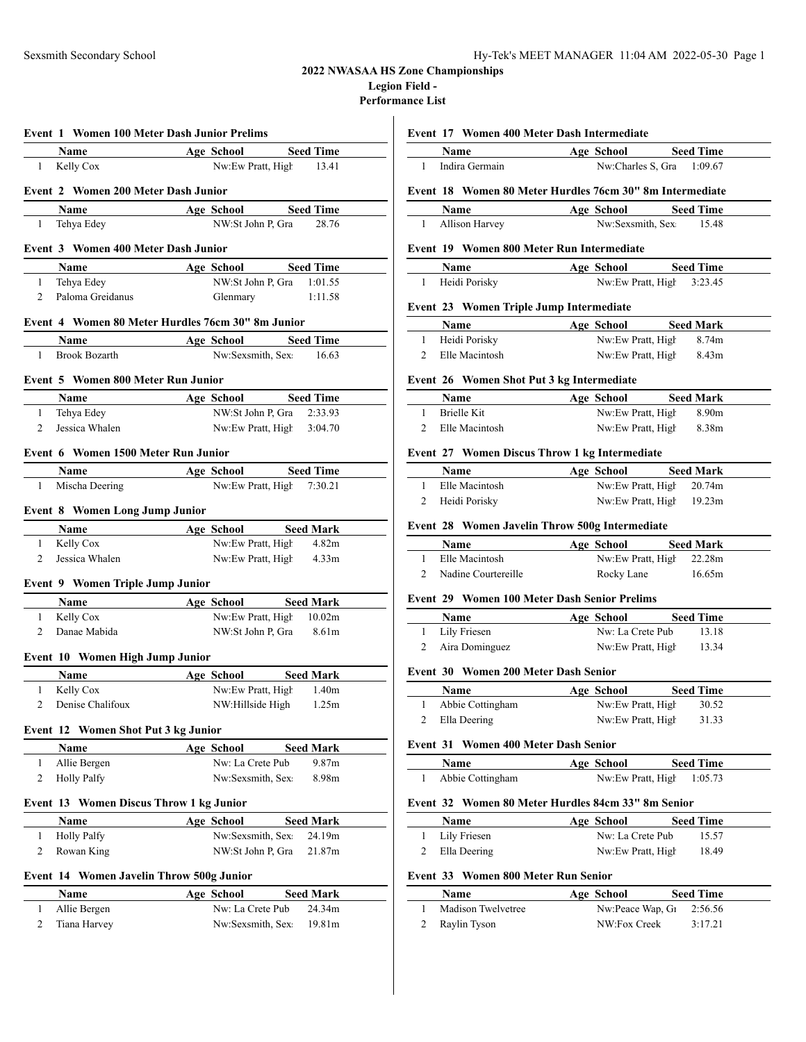# 2022 NWASAA HS Zone Championships

**Legion Field -**

**Performance List**

### Event 1 Women 100 Meter Dash Junior Prelims

| | Name | Age | School | Seed Time |
|---|---|---|---|---|
| 1 | Kelly Cox | | Nw:Ew Pratt, High | 13.41 |

### Event 2 Women 200 Meter Dash Junior

| | Name | Age | School | Seed Time |
|---|---|---|---|---|
| 1 | Tehya Edey | | NW:St John P, Gra | 28.76 |

### Event 3 Women 400 Meter Dash Junior

| | Name | Age | School | Seed Time |
|---|---|---|---|---|
| 1 | Tehya Edey | | NW:St John P, Gra | 1:01.55 |
| 2 | Paloma Greidanus | | Glenmary | 1:11.58 |

### Event 4 Women 80 Meter Hurdles 76cm 30" 8m Junior

| | Name | Age | School | Seed Time |
|---|---|---|---|---|
| 1 | Brook Bozarth | | Nw:Sexsmith, Sex | 16.63 |

### Event 5 Women 800 Meter Run Junior

| | Name | Age | School | Seed Time |
|---|---|---|---|---|
| 1 | Tehya Edey | | NW:St John P, Gra | 2:33.93 |
| 2 | Jessica Whalen | | Nw:Ew Pratt, High | 3:04.70 |

### Event 6 Women 1500 Meter Run Junior

| | Name | Age | School | Seed Time |
|---|---|---|---|---|
| 1 | Mischa Deering | | Nw:Ew Pratt, High | 7:30.21 |

### Event 8 Women Long Jump Junior

| | Name | Age | School | Seed Mark |
|---|---|---|---|---|
| 1 | Kelly Cox | | Nw:Ew Pratt, High | 4.82m |
| 2 | Jessica Whalen | | Nw:Ew Pratt, High | 4.33m |

### Event 9 Women Triple Jump Junior

| | Name | Age | School | Seed Mark |
|---|---|---|---|---|
| 1 | Kelly Cox | | Nw:Ew Pratt, High | 10.02m |
| 2 | Danae Mabida | | NW:St John P, Gra | 8.61m |

### Event 10 Women High Jump Junior

| | Name | Age | School | Seed Mark |
|---|---|---|---|---|
| 1 | Kelly Cox | | Nw:Ew Pratt, High | 1.40m |
| 2 | Denise Chalifoux | | NW:Hillside High | 1.25m |

### Event 12 Women Shot Put 3 kg Junior

| | Name | Age | School | Seed Mark |
|---|---|---|---|---|
| 1 | Allie Bergen | | Nw: La Crete Pub | 9.87m |
| 2 | Holly Palfy | | Nw:Sexsmith, Sex | 8.98m |

### Event 13 Women Discus Throw 1 kg Junior

| | Name | Age | School | Seed Mark |
|---|---|---|---|---|
| 1 | Holly Palfy | | Nw:Sexsmith, Sex | 24.19m |
| 2 | Rowan King | | NW:St John P, Gra | 21.87m |

### Event 14 Women Javelin Throw 500g Junior

| | Name | Age | School | Seed Mark |
|---|---|---|---|---|
| 1 | Allie Bergen | | Nw: La Crete Pub | 24.34m |
| 2 | Tiana Harvey | | Nw:Sexsmith, Sex | 19.81m |

### Event 17 Women 400 Meter Dash Intermediate

| | Name | Age | School | Seed Time |
|---|---|---|---|---|
| 1 | Indira Germain | | Nw:Charles S, Gra | 1:09.67 |

### Event 18 Women 80 Meter Hurdles 76cm 30" 8m Intermediate

| | Name | Age | School | Seed Time |
|---|---|---|---|---|
| 1 | Allison Harvey | | Nw:Sexsmith, Sex | 15.48 |

### Event 19 Women 800 Meter Run Intermediate

| | Name | Age | School | Seed Time |
|---|---|---|---|---|
| 1 | Heidi Porisky | | Nw:Ew Pratt, High | 3:23.45 |

### Event 23 Women Triple Jump Intermediate

| | Name | Age | School | Seed Mark |
|---|---|---|---|---|
| 1 | Heidi Porisky | | Nw:Ew Pratt, High | 8.74m |
| 2 | Elle Macintosh | | Nw:Ew Pratt, High | 8.43m |

### Event 26 Women Shot Put 3 kg Intermediate

| | Name | Age | School | Seed Mark |
|---|---|---|---|---|
| 1 | Brielle Kit | | Nw:Ew Pratt, High | 8.90m |
| 2 | Elle Macintosh | | Nw:Ew Pratt, High | 8.38m |

### Event 27 Women Discus Throw 1 kg Intermediate

| | Name | Age | School | Seed Mark |
|---|---|---|---|---|
| 1 | Elle Macintosh | | Nw:Ew Pratt, High | 20.74m |
| 2 | Heidi Porisky | | Nw:Ew Pratt, High | 19.23m |

### Event 28 Women Javelin Throw 500g Intermediate

| | Name | Age | School | Seed Mark |
|---|---|---|---|---|
| 1 | Elle Macintosh | | Nw:Ew Pratt, High | 22.28m |
| 2 | Nadine Courtereille | | Rocky Lane | 16.65m |

### Event 29 Women 100 Meter Dash Senior Prelims

| | Name | Age | School | Seed Time |
|---|---|---|---|---|
| 1 | Lily Friesen | | Nw: La Crete Pub | 13.18 |
| 2 | Aira Dominguez | | Nw:Ew Pratt, High | 13.34 |

### Event 30 Women 200 Meter Dash Senior

| | Name | Age | School | Seed Time |
|---|---|---|---|---|
| 1 | Abbie Cottingham | | Nw:Ew Pratt, High | 30.52 |
| 2 | Ella Deering | | Nw:Ew Pratt, High | 31.33 |

### Event 31 Women 400 Meter Dash Senior

| | Name | Age | School | Seed Time |
|---|---|---|---|---|
| 1 | Abbie Cottingham | | Nw:Ew Pratt, High | 1:05.73 |

### Event 32 Women 80 Meter Hurdles 84cm 33" 8m Senior

| | Name | Age | School | Seed Time |
|---|---|---|---|---|
| 1 | Lily Friesen | | Nw: La Crete Pub | 15.57 |
| 2 | Ella Deering | | Nw:Ew Pratt, High | 18.49 |

### Event 33 Women 800 Meter Run Senior

| | Name | Age | School | Seed Time |
|---|---|---|---|---|
| 1 | Madison Twelvetree | | Nw:Peace Wap, Gr | 2:56.56 |
| 2 | Raylin Tyson | | NW:Fox Creek | 3:17.21 |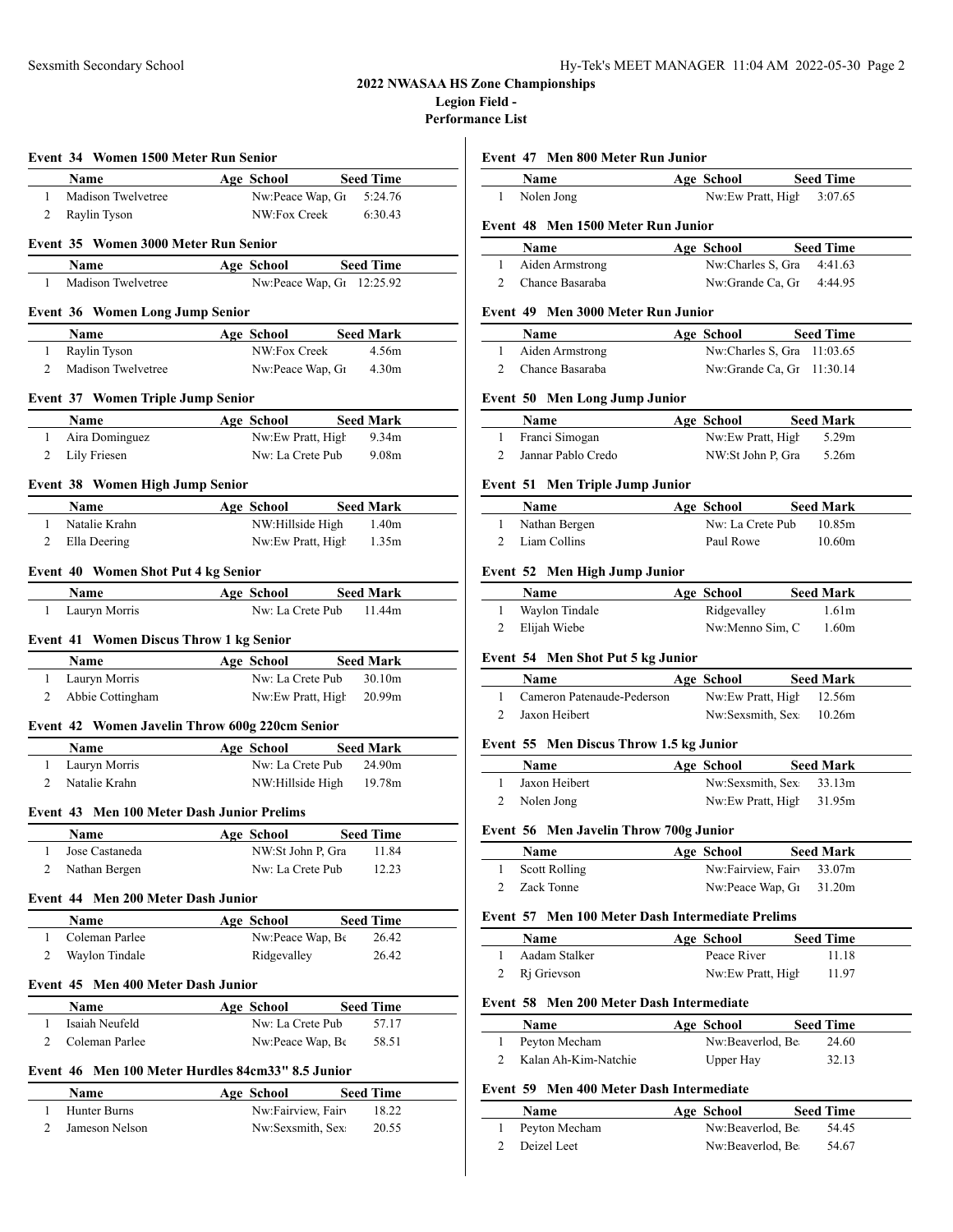# 2022 NWASAA HS Zone Championships

**Legion Field -**

**Performance List**

### Event 34 Women 1500 Meter Run Senior

| | Name | Age | School | Seed Time |
|---|---|---|---|---|
| 1 | Madison Twelvetree | | Nw:Peace Wap, Gr | 5:24.76 |
| 2 | Raylin Tyson | | NW:Fox Creek | 6:30.43 |

### Event 35 Women 3000 Meter Run Senior

| | Name | Age | School | Seed Time |
|---|---|---|---|---|
| 1 | Madison Twelvetree | | Nw:Peace Wap, Gr | 12:25.92 |

### Event 36 Women Long Jump Senior

| | Name | Age | School | Seed Mark |
|---|---|---|---|---|
| 1 | Raylin Tyson | | NW:Fox Creek | 4.56m |
| 2 | Madison Twelvetree | | Nw:Peace Wap, Gr | 4.30m |

### Event 37 Women Triple Jump Senior

| | Name | Age | School | Seed Mark |
|---|---|---|---|---|
| 1 | Aira Dominguez | | Nw:Ew Pratt, High | 9.34m |
| 2 | Lily Friesen | | Nw: La Crete Pub | 9.08m |

### Event 38 Women High Jump Senior

| | Name | Age | School | Seed Mark |
|---|---|---|---|---|
| 1 | Natalie Krahn | | NW:Hillside High | 1.40m |
| 2 | Ella Deering | | Nw:Ew Pratt, High | 1.35m |

### Event 40 Women Shot Put 4 kg Senior

| | Name | Age | School | Seed Mark |
|---|---|---|---|---|
| 1 | Lauryn Morris | | Nw: La Crete Pub | 11.44m |

### Event 41 Women Discus Throw 1 kg Senior

| | Name | Age | School | Seed Mark |
|---|---|---|---|---|
| 1 | Lauryn Morris | | Nw: La Crete Pub | 30.10m |
| 2 | Abbie Cottingham | | Nw:Ew Pratt, High | 20.99m |

### Event 42 Women Javelin Throw 600g 220cm Senior

| | Name | Age | School | Seed Mark |
|---|---|---|---|---|
| 1 | Lauryn Morris | | Nw: La Crete Pub | 24.90m |
| 2 | Natalie Krahn | | NW:Hillside High | 19.78m |

### Event 43 Men 100 Meter Dash Junior Prelims

| | Name | Age | School | Seed Time |
|---|---|---|---|---|
| 1 | Jose Castaneda | | NW:St John P, Gra | 11.84 |
| 2 | Nathan Bergen | | Nw: La Crete Pub | 12.23 |

### Event 44 Men 200 Meter Dash Junior

| | Name | Age | School | Seed Time |
|---|---|---|---|---|
| 1 | Coleman Parlee | | Nw:Peace Wap, Be | 26.42 |
| 2 | Waylon Tindale | | Ridgevalley | 26.42 |

### Event 45 Men 400 Meter Dash Junior

| | Name | Age | School | Seed Time |
|---|---|---|---|---|
| 1 | Isaiah Neufeld | | Nw: La Crete Pub | 57.17 |
| 2 | Coleman Parlee | | Nw:Peace Wap, Be | 58.51 |

### Event 46 Men 100 Meter Hurdles 84cm33" 8.5 Junior

| | Name | Age | School | Seed Time |
|---|---|---|---|---|
| 1 | Hunter Burns | | Nw:Fairview, Fairv | 18.22 |
| 2 | Jameson Nelson | | Nw:Sexsmith, Sex | 20.55 |

### Event 47 Men 800 Meter Run Junior

| | Name | Age | School | Seed Time |
|---|---|---|---|---|
| 1 | Nolen Jong | | Nw:Ew Pratt, High | 3:07.65 |

### Event 48 Men 1500 Meter Run Junior

| | Name | Age | School | Seed Time |
|---|---|---|---|---|
| 1 | Aiden Armstrong | | Nw:Charles S, Gra | 4:41.63 |
| 2 | Chance Basaraba | | Nw:Grande Ca, Gr | 4:44.95 |

### Event 49 Men 3000 Meter Run Junior

| | Name | Age | School | Seed Time |
|---|---|---|---|---|
| 1 | Aiden Armstrong | | Nw:Charles S, Gra | 11:03.65 |
| 2 | Chance Basaraba | | Nw:Grande Ca, Gr | 11:30.14 |

### Event 50 Men Long Jump Junior

| | Name | Age | School | Seed Mark |
|---|---|---|---|---|
| 1 | Franci Simogan | | Nw:Ew Pratt, High | 5.29m |
| 2 | Jannar Pablo Credo | | NW:St John P, Gra | 5.26m |

### Event 51 Men Triple Jump Junior

| | Name | Age | School | Seed Mark |
|---|---|---|---|---|
| 1 | Nathan Bergen | | Nw: La Crete Pub | 10.85m |
| 2 | Liam Collins | | Paul Rowe | 10.60m |

### Event 52 Men High Jump Junior

| | Name | Age | School | Seed Mark |
|---|---|---|---|---|
| 1 | Waylon Tindale | | Ridgevalley | 1.61m |
| 2 | Elijah Wiebe | | Nw:Menno Sim, C | 1.60m |

### Event 54 Men Shot Put 5 kg Junior

| | Name | Age | School | Seed Mark |
|---|---|---|---|---|
| 1 | Cameron Patenaude-Pederson | | Nw:Ew Pratt, High | 12.56m |
| 2 | Jaxon Heibert | | Nw:Sexsmith, Sex | 10.26m |

### Event 55 Men Discus Throw 1.5 kg Junior

| | Name | Age | School | Seed Mark |
|---|---|---|---|---|
| 1 | Jaxon Heibert | | Nw:Sexsmith, Sex | 33.13m |
| 2 | Nolen Jong | | Nw:Ew Pratt, High | 31.95m |

### Event 56 Men Javelin Throw 700g Junior

| | Name | Age | School | Seed Mark |
|---|---|---|---|---|
| 1 | Scott Rolling | | Nw:Fairview, Fairv | 33.07m |
| 2 | Zack Tonne | | Nw:Peace Wap, Gr | 31.20m |

### Event 57 Men 100 Meter Dash Intermediate Prelims

| | Name | Age | School | Seed Time |
|---|---|---|---|---|
| 1 | Aadam Stalker | | Peace River | 11.18 |
| 2 | Rj Grievson | | Nw:Ew Pratt, High | 11.97 |

### Event 58 Men 200 Meter Dash Intermediate

| | Name | Age | School | Seed Time |
|---|---|---|---|---|
| 1 | Peyton Mecham | | Nw:Beaverlod, Be | 24.60 |
| 2 | Kalan Ah-Kim-Natchie | | Upper Hay | 32.13 |

### Event 59 Men 400 Meter Dash Intermediate

| | Name | Age | School | Seed Time |
|---|---|---|---|---|
| 1 | Peyton Mecham | | Nw:Beaverlod, Be | 54.45 |
| 2 | Deizel Leet | | Nw:Beaverlod, Be | 54.67 |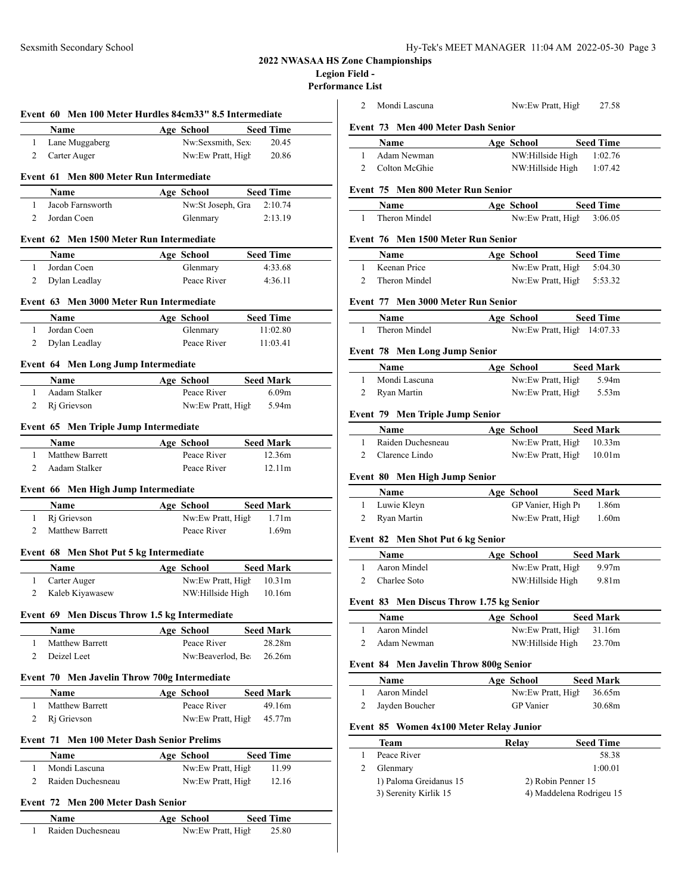## 2022 NWASAA HS Zone Championships
### Legion Field -
### Performance List

#### Event 60 Men 100 Meter Hurdles 84cm33" 8.5 Intermediate

| | Name | Age | School | Seed Time |
|---|---|---|---|---|
| 1 | Lane Muggaberg | | Nw:Sexsmith, Sex: | 20.45 |
| 2 | Carter Auger | | Nw:Ew Pratt, High | 20.86 |

#### Event 61 Men 800 Meter Run Intermediate

| | Name | Age | School | Seed Time |
|---|---|---|---|---|
| 1 | Jacob Farnsworth | | Nw:St Joseph, Gra | 2:10.74 |
| 2 | Jordan Coen | | Glenmary | 2:13.19 |

#### Event 62 Men 1500 Meter Run Intermediate

| | Name | Age | School | Seed Time |
|---|---|---|---|---|
| 1 | Jordan Coen | | Glenmary | 4:33.68 |
| 2 | Dylan Leadlay | | Peace River | 4:36.11 |

#### Event 63 Men 3000 Meter Run Intermediate

| | Name | Age | School | Seed Time |
|---|---|---|---|---|
| 1 | Jordan Coen | | Glenmary | 11:02.80 |
| 2 | Dylan Leadlay | | Peace River | 11:03.41 |

#### Event 64 Men Long Jump Intermediate

| | Name | Age | School | Seed Mark |
|---|---|---|---|---|
| 1 | Aadam Stalker | | Peace River | 6.09m |
| 2 | Rj Grievson | | Nw:Ew Pratt, High | 5.94m |

#### Event 65 Men Triple Jump Intermediate

| | Name | Age | School | Seed Mark |
|---|---|---|---|---|
| 1 | Matthew Barrett | | Peace River | 12.36m |
| 2 | Aadam Stalker | | Peace River | 12.11m |

#### Event 66 Men High Jump Intermediate

| | Name | Age | School | Seed Mark |
|---|---|---|---|---|
| 1 | Rj Grievson | | Nw:Ew Pratt, High | 1.71m |
| 2 | Matthew Barrett | | Peace River | 1.69m |

#### Event 68 Men Shot Put 5 kg Intermediate

| | Name | Age | School | Seed Mark |
|---|---|---|---|---|
| 1 | Carter Auger | | Nw:Ew Pratt, High | 10.31m |
| 2 | Kaleb Kiyawasew | | NW:Hillside High | 10.16m |

#### Event 69 Men Discus Throw 1.5 kg Intermediate

| | Name | Age | School | Seed Mark |
|---|---|---|---|---|
| 1 | Matthew Barrett | | Peace River | 28.28m |
| 2 | Deizel Leet | | Nw:Beaverlod, Be: | 26.26m |

#### Event 70 Men Javelin Throw 700g Intermediate

| | Name | Age | School | Seed Mark |
|---|---|---|---|---|
| 1 | Matthew Barrett | | Peace River | 49.16m |
| 2 | Rj Grievson | | Nw:Ew Pratt, High | 45.77m |

#### Event 71 Men 100 Meter Dash Senior Prelims

| | Name | Age | School | Seed Time |
|---|---|---|---|---|
| 1 | Mondi Lascuna | | Nw:Ew Pratt, High | 11.99 |
| 2 | Raiden Duchesneau | | Nw:Ew Pratt, High | 12.16 |

#### Event 72 Men 200 Meter Dash Senior

| | Name | Age | School | Seed Time |
|---|---|---|---|---|
| 1 | Raiden Duchesneau | | Nw:Ew Pratt, High | 25.80 |
| 2 | Mondi Lascuna | | Nw:Ew Pratt, High | 27.58 |

#### Event 73 Men 400 Meter Dash Senior

| | Name | Age | School | Seed Time |
|---|---|---|---|---|
| 1 | Adam Newman | | NW:Hillside High | 1:02.76 |
| 2 | Colton McGhie | | NW:Hillside High | 1:07.42 |

#### Event 75 Men 800 Meter Run Senior

| | Name | Age | School | Seed Time |
|---|---|---|---|---|
| 1 | Theron Mindel | | Nw:Ew Pratt, High | 3:06.05 |

#### Event 76 Men 1500 Meter Run Senior

| | Name | Age | School | Seed Time |
|---|---|---|---|---|
| 1 | Keenan Price | | Nw:Ew Pratt, High | 5:04.30 |
| 2 | Theron Mindel | | Nw:Ew Pratt, High | 5:53.32 |

#### Event 77 Men 3000 Meter Run Senior

| | Name | Age | School | Seed Time |
|---|---|---|---|---|
| 1 | Theron Mindel | | Nw:Ew Pratt, High | 14:07.33 |

#### Event 78 Men Long Jump Senior

| | Name | Age | School | Seed Mark |
|---|---|---|---|---|
| 1 | Mondi Lascuna | | Nw:Ew Pratt, High | 5.94m |
| 2 | Ryan Martin | | Nw:Ew Pratt, High | 5.53m |

#### Event 79 Men Triple Jump Senior

| | Name | Age | School | Seed Mark |
|---|---|---|---|---|
| 1 | Raiden Duchesneau | | Nw:Ew Pratt, High | 10.33m |
| 2 | Clarence Lindo | | Nw:Ew Pratt, High | 10.01m |

#### Event 80 Men High Jump Senior

| | Name | Age | School | Seed Mark |
|---|---|---|---|---|
| 1 | Luwie Kleyn | | GP Vanier, High Pr | 1.86m |
| 2 | Ryan Martin | | Nw:Ew Pratt, High | 1.60m |

#### Event 82 Men Shot Put 6 kg Senior

| | Name | Age | School | Seed Mark |
|---|---|---|---|---|
| 1 | Aaron Mindel | | Nw:Ew Pratt, High | 9.97m |
| 2 | Charlee Soto | | NW:Hillside High | 9.81m |

#### Event 83 Men Discus Throw 1.75 kg Senior

| | Name | Age | School | Seed Mark |
|---|---|---|---|---|
| 1 | Aaron Mindel | | Nw:Ew Pratt, High | 31.16m |
| 2 | Adam Newman | | NW:Hillside High | 23.70m |

#### Event 84 Men Javelin Throw 800g Senior

| | Name | Age | School | Seed Mark |
|---|---|---|---|---|
| 1 | Aaron Mindel | | Nw:Ew Pratt, High | 36.65m |
| 2 | Jayden Boucher | | GP Vanier | 30.68m |

#### Event 85 Women 4x100 Meter Relay Junior

| | Team | Relay | Seed Time |
|---|---|---|---|
| 1 | Peace River | | 58.38 |
| 2 | Glenmary | | 1:00.01 |

1) Paloma Greidanus 15 &nbsp; 2) Robin Penner 15
3) Serenity Kirlik 15 &nbsp; 4) Maddelena Rodrigeu 15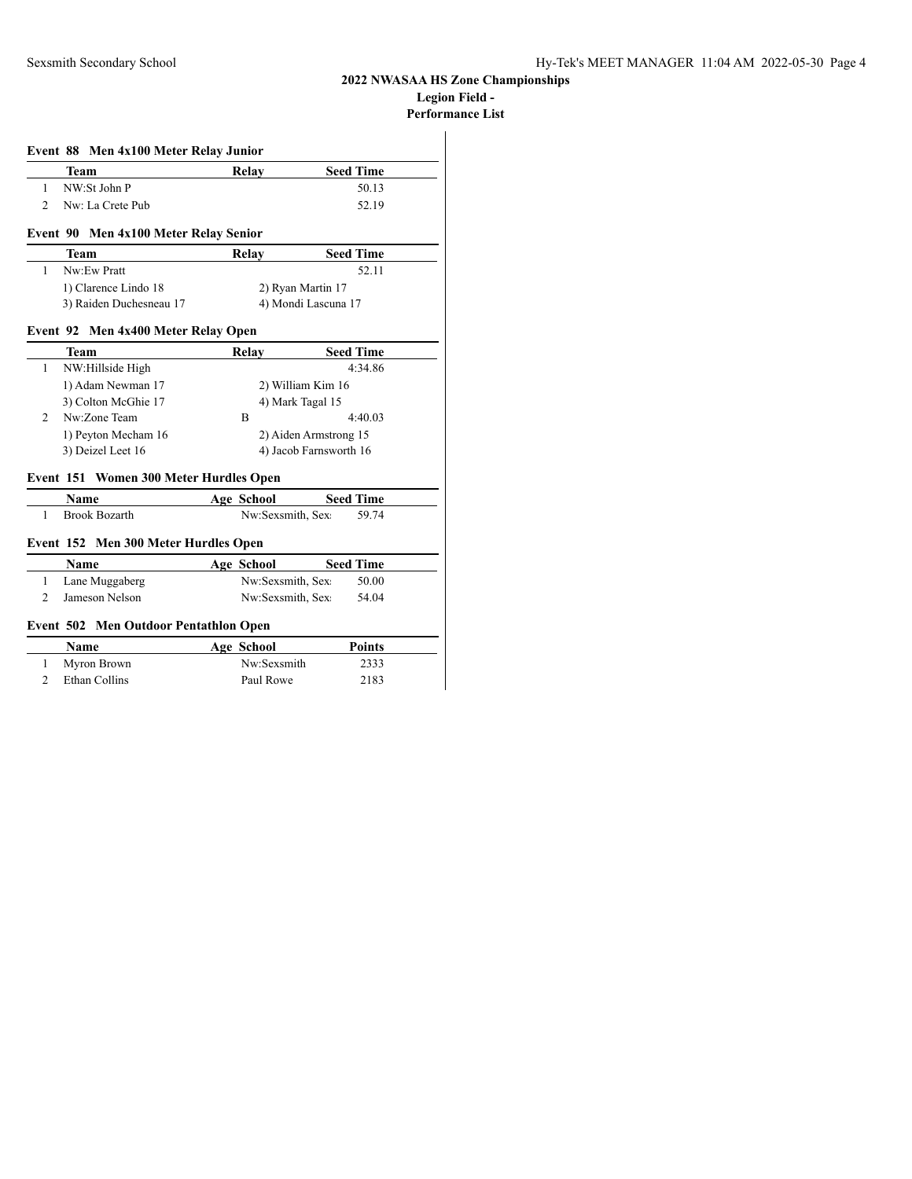# 2022 NWASAA HS Zone Championships

## Legion Field -

## Performance List

### Event 88 Men 4x100 Meter Relay Junior

| | Team | Relay | Seed Time |
|---|---|---|---|
| 1 | NW:St John P | | 50.13 |
| 2 | Nw: La Crete Pub | | 52.19 |

### Event 90 Men 4x100 Meter Relay Senior

| | Team | Relay | Seed Time |
|---|---|---|---|
| 1 | Nw:Ew Pratt | | 52.11 |
| | 1) Clarence Lindo 18 | 2) Ryan Martin 17 | |
| | 3) Raiden Duchesneau 17 | 4) Mondi Lascuna 17 | |

### Event 92 Men 4x400 Meter Relay Open

| | Team | Relay | Seed Time |
|---|---|---|---|
| 1 | NW:Hillside High | | 4:34.86 |
| | 1) Adam Newman 17 | 2) William Kim 16 | |
| | 3) Colton McGhie 17 | 4) Mark Tagal 15 | |
| 2 | Nw:Zone Team | B | 4:40.03 |
| | 1) Peyton Mecham 16 | 2) Aiden Armstrong 15 | |
| | 3) Deizel Leet 16 | 4) Jacob Farnsworth 16 | |

### Event 151 Women 300 Meter Hurdles Open

| | Name | Age | School | Seed Time |
|---|---|---|---|---|
| 1 | Brook Bozarth | | Nw:Sexsmith, Sex: | 59.74 |

### Event 152 Men 300 Meter Hurdles Open

| | Name | Age | School | Seed Time |
|---|---|---|---|---|
| 1 | Lane Muggaberg | | Nw:Sexsmith, Sex: | 50.00 |
| 2 | Jameson Nelson | | Nw:Sexsmith, Sex: | 54.04 |

### Event 502 Men Outdoor Pentathlon Open

| | Name | Age | School | Points |
|---|---|---|---|---|
| 1 | Myron Brown | | Nw:Sexsmith | 2333 |
| 2 | Ethan Collins | | Paul Rowe | 2183 |